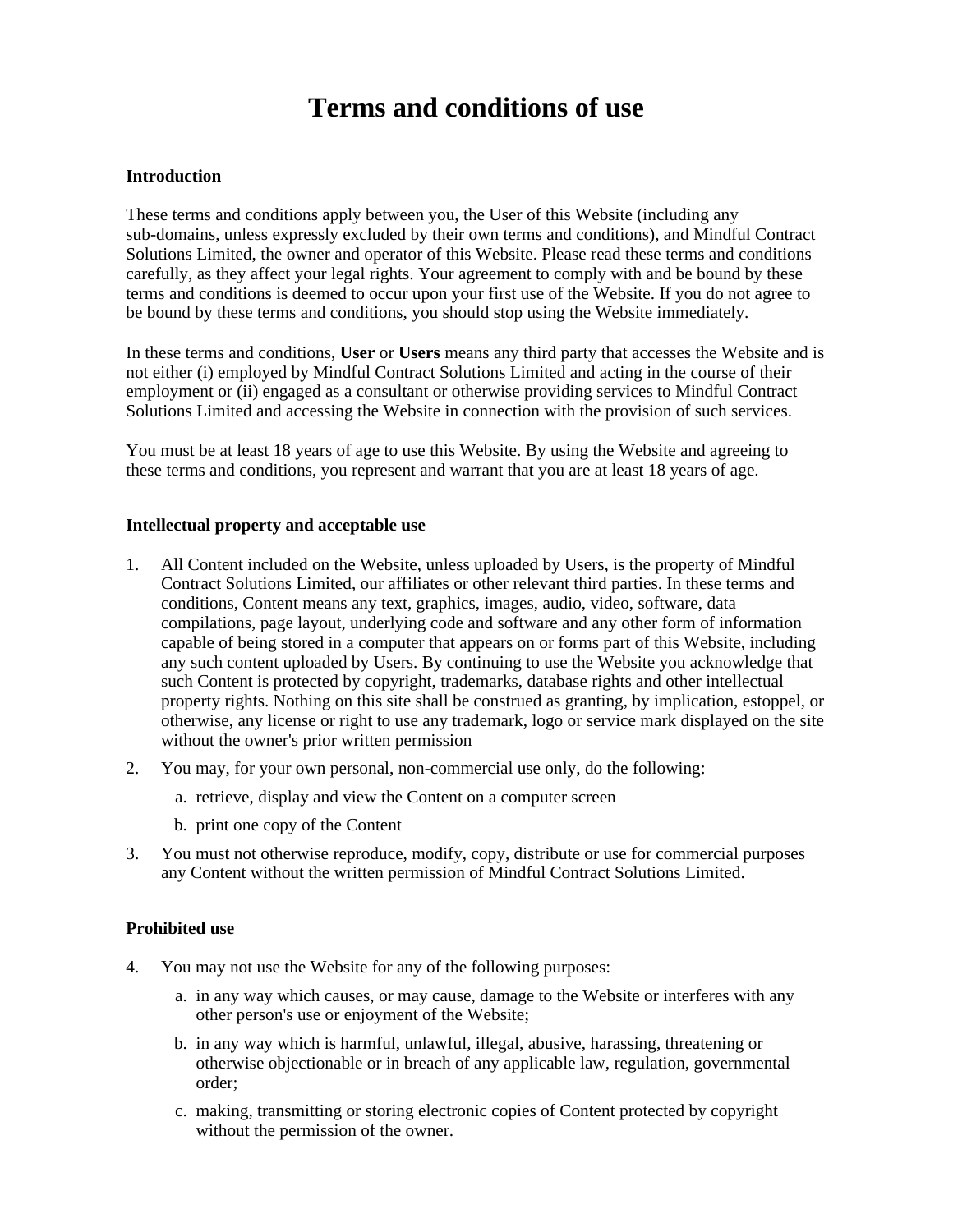# Terms and conditions of use

### Introduction

These terms and conditions apply between you, the User of this Website (including any sub-domains, unless expressly excluded by their own terms and conditions), and Mindful Contract Solutions Limited, the owner and operator of this Website. Please read these terms and conditions carefully, as they affect your legal rights. Your agreement to comply with and be bound by these terms and conditions is deemed to occur upon your first use of the Website. If you do not agree to be bound by these terms and conditions, you should stop using the Website immediately.

In these terms and conditions, **User** or **Users** means any third party that accesses the Website and is not either (i) employed by Mindful Contract Solutions Limited and acting in the course of their employment or (ii) engaged as a consultant or otherwise providing services to Mindful Contract Solutions Limited and accessing the Website in connection with the provision of such services.

You must be at least 18 years of age to use this Website. By using the Website and agreeing to these terms and conditions, you represent and warrant that you are at least 18 years of age.

### Intellectual property and acceptable use

1. All Content included on the Website, unless uploaded by Users, is the property of Mindful Contract Solutions Limited, our affiliates or other relevant third parties. In these terms and conditions, Content means any text, graphics, images, audio, video, software, data compilations, page layout, underlying code and software and any other form of information capable of being stored in a computer that appears on or forms part of this Website, including any such content uploaded by Users. By continuing to use the Website you acknowledge that such Content is protected by copyright, trademarks, database rights and other intellectual property rights. Nothing on this site shall be construed as granting, by implication, estoppel, or otherwise, any license or right to use any trademark, logo or service mark displayed on the site without the owner's prior written permission
2. You may, for your own personal, non-commercial use only, do the following:
   a. retrieve, display and view the Content on a computer screen
   b. print one copy of the Content
3. You must not otherwise reproduce, modify, copy, distribute or use for commercial purposes any Content without the written permission of Mindful Contract Solutions Limited.

### Prohibited use

4. You may not use the Website for any of the following purposes:
   a. in any way which causes, or may cause, damage to the Website or interferes with any other person's use or enjoyment of the Website;
   b. in any way which is harmful, unlawful, illegal, abusive, harassing, threatening or otherwise objectionable or in breach of any applicable law, regulation, governmental order;
   c. making, transmitting or storing electronic copies of Content protected by copyright without the permission of the owner.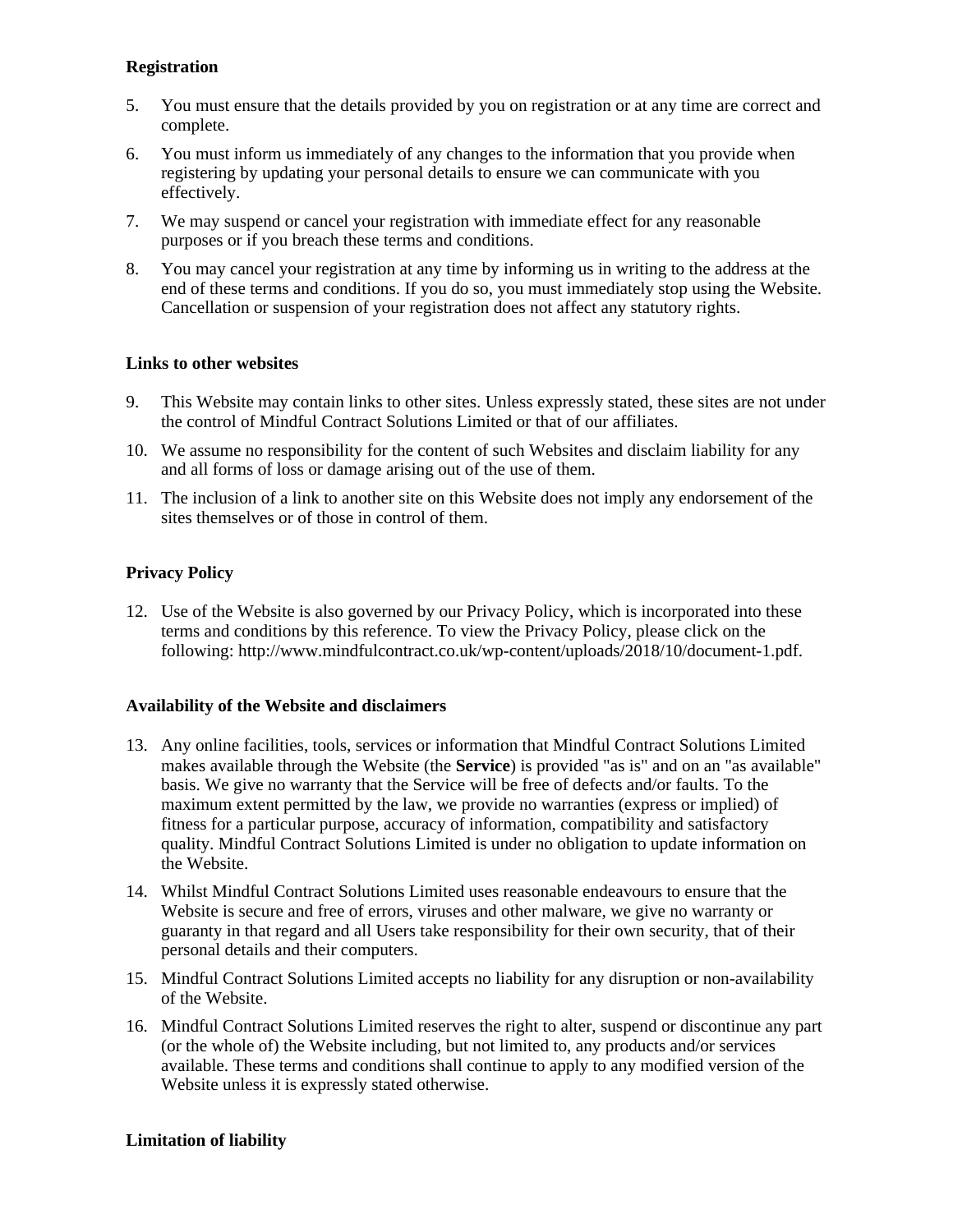**Registration**

5. You must ensure that the details provided by you on registration or at any time are correct and complete.
6. You must inform us immediately of any changes to the information that you provide when registering by updating your personal details to ensure we can communicate with you effectively.
7. We may suspend or cancel your registration with immediate effect for any reasonable purposes or if you breach these terms and conditions.
8. You may cancel your registration at any time by informing us in writing to the address at the end of these terms and conditions. If you do so, you must immediately stop using the Website. Cancellation or suspension of your registration does not affect any statutory rights.

**Links to other websites**

9. This Website may contain links to other sites. Unless expressly stated, these sites are not under the control of Mindful Contract Solutions Limited or that of our affiliates.
10. We assume no responsibility for the content of such Websites and disclaim liability for any and all forms of loss or damage arising out of the use of them.
11. The inclusion of a link to another site on this Website does not imply any endorsement of the sites themselves or of those in control of them.

**Privacy Policy**

12. Use of the Website is also governed by our Privacy Policy, which is incorporated into these terms and conditions by this reference. To view the Privacy Policy, please click on the following: http://www.mindfulcontract.co.uk/wp-content/uploads/2018/10/document-1.pdf.

**Availability of the Website and disclaimers**

13. Any online facilities, tools, services or information that Mindful Contract Solutions Limited makes available through the Website (the **Service**) is provided "as is" and on an "as available" basis. We give no warranty that the Service will be free of defects and/or faults. To the maximum extent permitted by the law, we provide no warranties (express or implied) of fitness for a particular purpose, accuracy of information, compatibility and satisfactory quality. Mindful Contract Solutions Limited is under no obligation to update information on the Website.
14. Whilst Mindful Contract Solutions Limited uses reasonable endeavours to ensure that the Website is secure and free of errors, viruses and other malware, we give no warranty or guaranty in that regard and all Users take responsibility for their own security, that of their personal details and their computers.
15. Mindful Contract Solutions Limited accepts no liability for any disruption or non-availability of the Website.
16. Mindful Contract Solutions Limited reserves the right to alter, suspend or discontinue any part (or the whole of) the Website including, but not limited to, any products and/or services available. These terms and conditions shall continue to apply to any modified version of the Website unless it is expressly stated otherwise.

**Limitation of liability**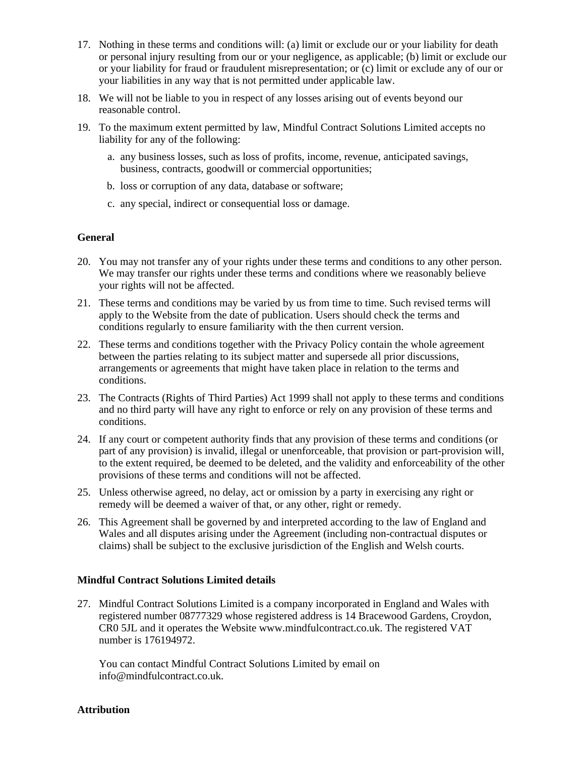17. Nothing in these terms and conditions will: (a) limit or exclude our or your liability for death or personal injury resulting from our or your negligence, as applicable; (b) limit or exclude our or your liability for fraud or fraudulent misrepresentation; or (c) limit or exclude any of our or your liabilities in any way that is not permitted under applicable law.
18. We will not be liable to you in respect of any losses arising out of events beyond our reasonable control.
19. To the maximum extent permitted by law, Mindful Contract Solutions Limited accepts no liability for any of the following:
    a. any business losses, such as loss of profits, income, revenue, anticipated savings, business, contracts, goodwill or commercial opportunities;
    b. loss or corruption of any data, database or software;
    c. any special, indirect or consequential loss or damage.

**General**

20. You may not transfer any of your rights under these terms and conditions to any other person. We may transfer our rights under these terms and conditions where we reasonably believe your rights will not be affected.
21. These terms and conditions may be varied by us from time to time. Such revised terms will apply to the Website from the date of publication. Users should check the terms and conditions regularly to ensure familiarity with the then current version.
22. These terms and conditions together with the Privacy Policy contain the whole agreement between the parties relating to its subject matter and supersede all prior discussions, arrangements or agreements that might have taken place in relation to the terms and conditions.
23. The Contracts (Rights of Third Parties) Act 1999 shall not apply to these terms and conditions and no third party will have any right to enforce or rely on any provision of these terms and conditions.
24. If any court or competent authority finds that any provision of these terms and conditions (or part of any provision) is invalid, illegal or unenforceable, that provision or part-provision will, to the extent required, be deemed to be deleted, and the validity and enforceability of the other provisions of these terms and conditions will not be affected.
25. Unless otherwise agreed, no delay, act or omission by a party in exercising any right or remedy will be deemed a waiver of that, or any other, right or remedy.
26. This Agreement shall be governed by and interpreted according to the law of England and Wales and all disputes arising under the Agreement (including non-contractual disputes or claims) shall be subject to the exclusive jurisdiction of the English and Welsh courts.

**Mindful Contract Solutions Limited details**

27. Mindful Contract Solutions Limited is a company incorporated in England and Wales with registered number 08777329 whose registered address is 14 Bracewood Gardens, Croydon, CR0 5JL and it operates the Website www.mindfulcontract.co.uk. The registered VAT number is 176194972.

    You can contact Mindful Contract Solutions Limited by email on info@mindfulcontract.co.uk.

**Attribution**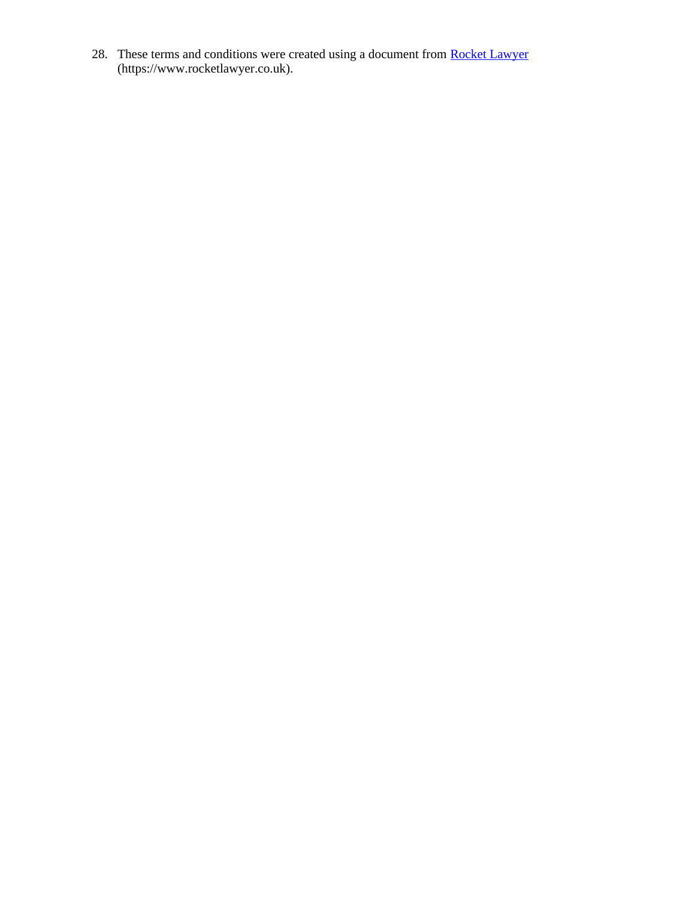28. These terms and conditions were created using a document from [Rocket Lawyer](https://www.rocketlawyer.co.uk) (https://www.rocketlawyer.co.uk).